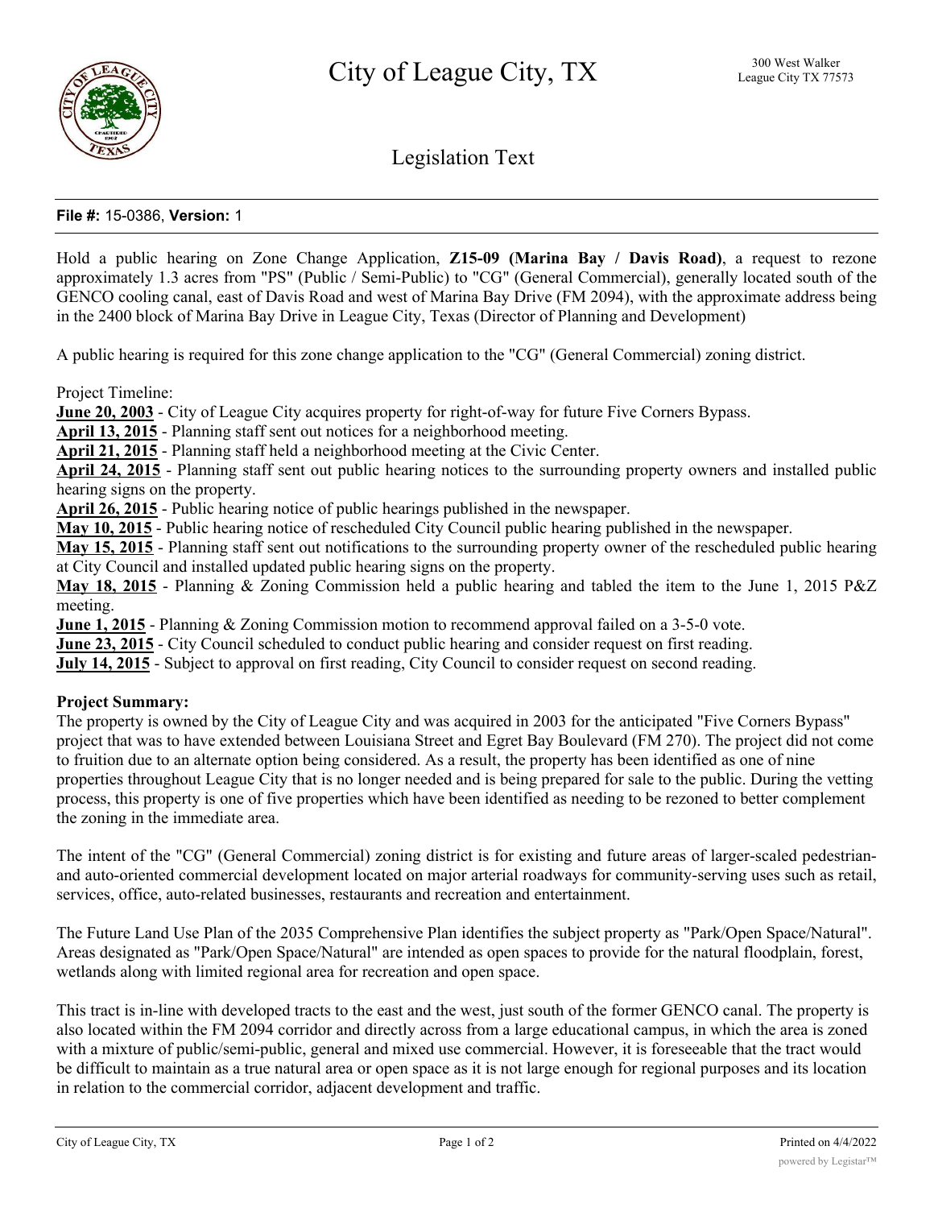# City of League City, TX

300 West Walker
League City TX 77573

## Legislation Text

**File #:** 15-0386, **Version:** 1

Hold a public hearing on Zone Change Application, **Z15-09 (Marina Bay / Davis Road)**, a request to rezone approximately 1.3 acres from "PS" (Public / Semi-Public) to "CG" (General Commercial), generally located south of the GENCO cooling canal, east of Davis Road and west of Marina Bay Drive (FM 2094), with the approximate address being in the 2400 block of Marina Bay Drive in League City, Texas (Director of Planning and Development)

A public hearing is required for this zone change application to the "CG" (General Commercial) zoning district.

Project Timeline:

**June 20, 2003** - City of League City acquires property for right-of-way for future Five Corners Bypass.
**April 13, 2015** - Planning staff sent out notices for a neighborhood meeting.
**April 21, 2015** - Planning staff held a neighborhood meeting at the Civic Center.
**April 24, 2015** - Planning staff sent out public hearing notices to the surrounding property owners and installed public hearing signs on the property.
**April 26, 2015** - Public hearing notice of public hearings published in the newspaper.
**May 10, 2015** - Public hearing notice of rescheduled City Council public hearing published in the newspaper.
**May 15, 2015** - Planning staff sent out notifications to the surrounding property owner of the rescheduled public hearing at City Council and installed updated public hearing signs on the property.
**May 18, 2015** - Planning & Zoning Commission held a public hearing and tabled the item to the June 1, 2015 P&Z meeting.
**June 1, 2015** - Planning & Zoning Commission motion to recommend approval failed on a 3-5-0 vote.
**June 23, 2015** - City Council scheduled to conduct public hearing and consider request on first reading.
**July 14, 2015** - Subject to approval on first reading, City Council to consider request on second reading.

**Project Summary:**

The property is owned by the City of League City and was acquired in 2003 for the anticipated "Five Corners Bypass" project that was to have extended between Louisiana Street and Egret Bay Boulevard (FM 270). The project did not come to fruition due to an alternate option being considered. As a result, the property has been identified as one of nine properties throughout League City that is no longer needed and is being prepared for sale to the public. During the vetting process, this property is one of five properties which have been identified as needing to be rezoned to better complement the zoning in the immediate area.

The intent of the "CG" (General Commercial) zoning district is for existing and future areas of larger-scaled pedestrian- and auto-oriented commercial development located on major arterial roadways for community-serving uses such as retail, services, office, auto-related businesses, restaurants and recreation and entertainment.

The Future Land Use Plan of the 2035 Comprehensive Plan identifies the subject property as "Park/Open Space/Natural". Areas designated as "Park/Open Space/Natural" are intended as open spaces to provide for the natural floodplain, forest, wetlands along with limited regional area for recreation and open space.

This tract is in-line with developed tracts to the east and the west, just south of the former GENCO canal. The property is also located within the FM 2094 corridor and directly across from a large educational campus, in which the area is zoned with a mixture of public/semi-public, general and mixed use commercial. However, it is foreseeable that the tract would be difficult to maintain as a true natural area or open space as it is not large enough for regional purposes and its location in relation to the commercial corridor, adjacent development and traffic.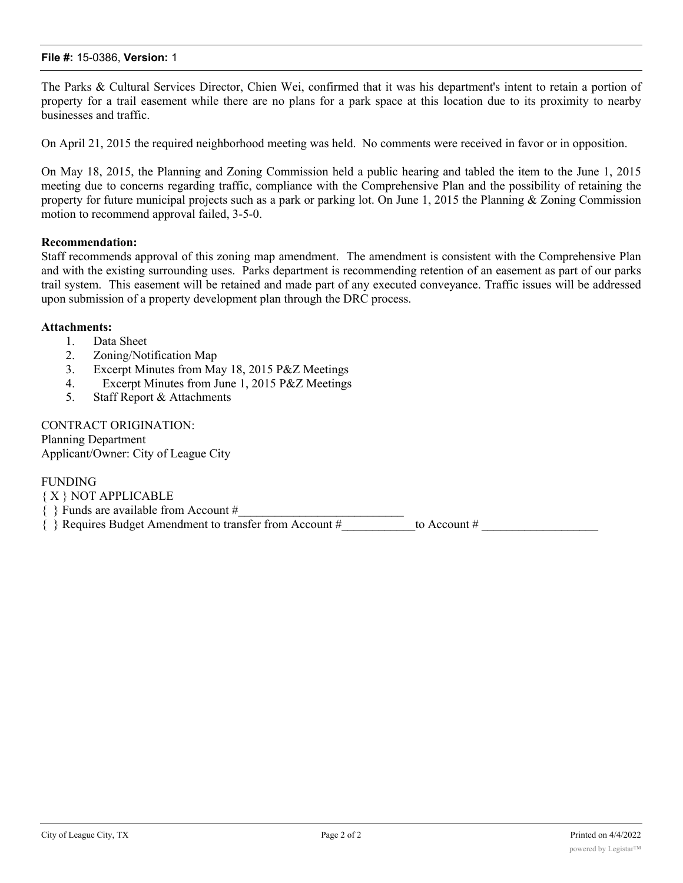The Parks & Cultural Services Director, Chien Wei, confirmed that it was his department's intent to retain a portion of property for a trail easement while there are no plans for a park space at this location due to its proximity to nearby businesses and traffic.

On April 21, 2015 the required neighborhood meeting was held. No comments were received in favor or in opposition.

On May 18, 2015, the Planning and Zoning Commission held a public hearing and tabled the item to the June 1, 2015 meeting due to concerns regarding traffic, compliance with the Comprehensive Plan and the possibility of retaining the property for future municipal projects such as a park or parking lot. On June 1, 2015 the Planning & Zoning Commission motion to recommend approval failed, 3-5-0.

**Recommendation:**
Staff recommends approval of this zoning map amendment. The amendment is consistent with the Comprehensive Plan and with the existing surrounding uses. Parks department is recommending retention of an easement as part of our parks trail system. This easement will be retained and made part of any executed conveyance. Traffic issues will be addressed upon submission of a property development plan through the DRC process.

**Attachments:**

1. Data Sheet
2. Zoning/Notification Map
3. Excerpt Minutes from May 18, 2015 P&Z Meetings
4. Excerpt Minutes from June 1, 2015 P&Z Meetings
5. Staff Report & Attachments

CONTRACT ORIGINATION:
Planning Department
Applicant/Owner: City of League City

FUNDING
{ X } NOT APPLICABLE
{ } Funds are available from Account #___________________________
{ } Requires Budget Amendment to transfer from Account #____________to Account # ___________________